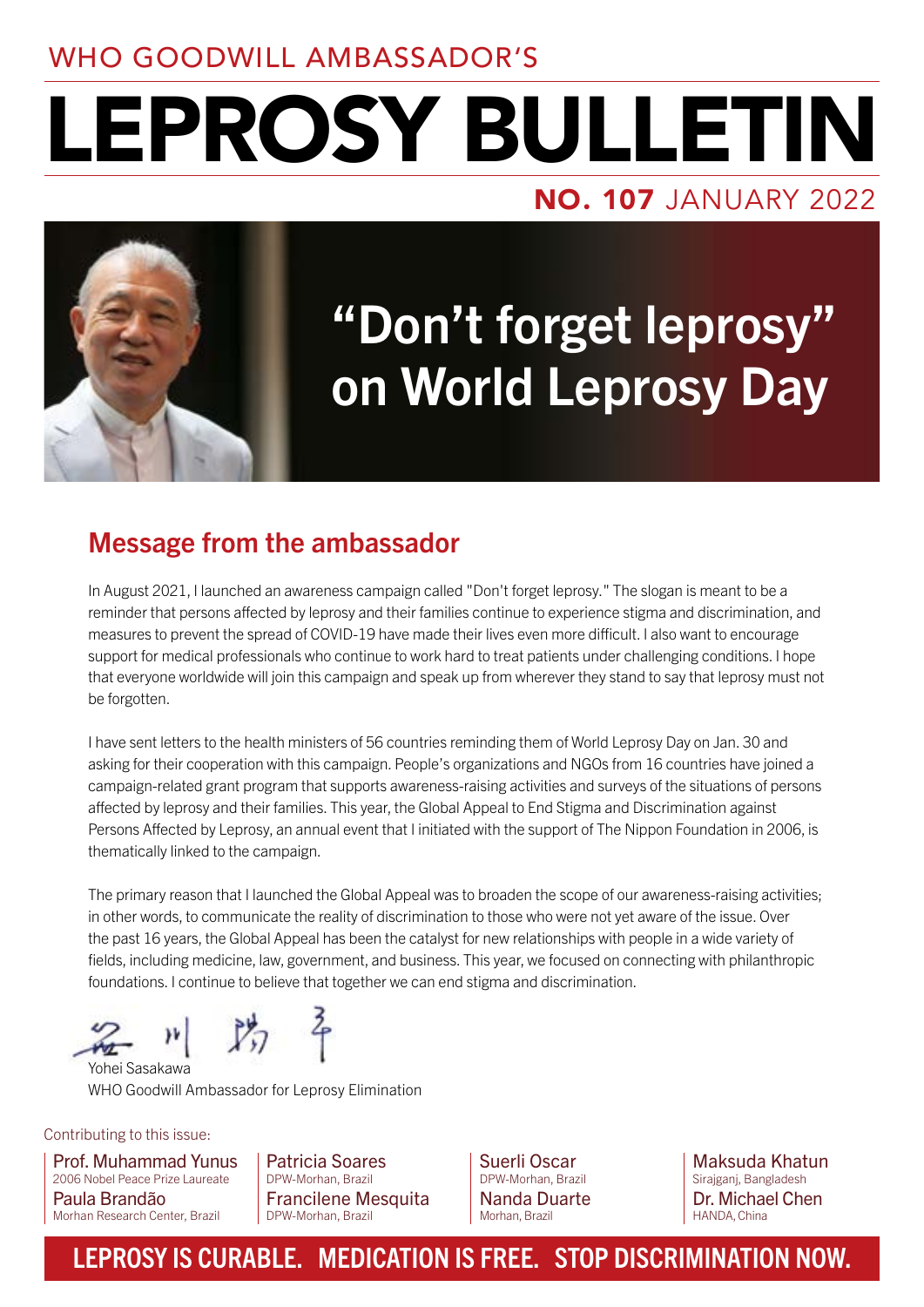WHO GOODWILL AMBASSADOR'S

# LEPROSY BULLETIN

**NO. 107** JANUARY 2022

# "Don't forget leprosy" on World Leprosy Day

## Message from the ambassador

In August 2021, I launched an awareness campaign called "Don't forget leprosy." The slogan is meant to be a reminder that persons affected by leprosy and their families continue to experience stigma and discrimination, and measures to prevent the spread of COVID-19 have made their lives even more difficult. I also want to encourage support for medical professionals who continue to work hard to treat patients under challenging conditions. I hope that everyone worldwide will join this campaign and speak up from wherever they stand to say that leprosy must not be forgotten.

I have sent letters to the health ministers of 56 countries reminding them of World Leprosy Day on Jan. 30 and asking for their cooperation with this campaign. People's organizations and NGOs from 16 countries have joined a campaign-related grant program that supports awareness-raising activities and surveys of the situations of persons affected by leprosy and their families. This year, the Global Appeal to End Stigma and Discrimination against Persons Affected by Leprosy, an annual event that I initiated with the support of The Nippon Foundation in 2006, is thematically linked to the campaign.

The primary reason that I launched the Global Appeal was to broaden the scope of our awareness-raising activities; in other words, to communicate the reality of discrimination to those who were not yet aware of the issue. Over the past 16 years, the Global Appeal has been the catalyst for new relationships with people in a wide variety of fields, including medicine, law, government, and business. This year, we focused on connecting with philanthropic foundations. I continue to believe that together we can end stigma and discrimination.

Yohei Sasakawa
WHO Goodwill Ambassador for Leprosy Elimination

Contributing to this issue:

- Prof. Muhammad Yunus — 2006 Nobel Peace Prize Laureate
- Paula Brandão — Morhan Research Center, Brazil
- Patricia Soares — DPW-Morhan, Brazil
- Francilene Mesquita — DPW-Morhan, Brazil
- Suerli Oscar — DPW-Morhan, Brazil
- Nanda Duarte — Morhan, Brazil
- Maksuda Khatun — Sirajganj, Bangladesh
- Dr. Michael Chen — HANDA, China

**LEPROSY IS CURABLE. MEDICATION IS FREE. STOP DISCRIMINATION NOW.**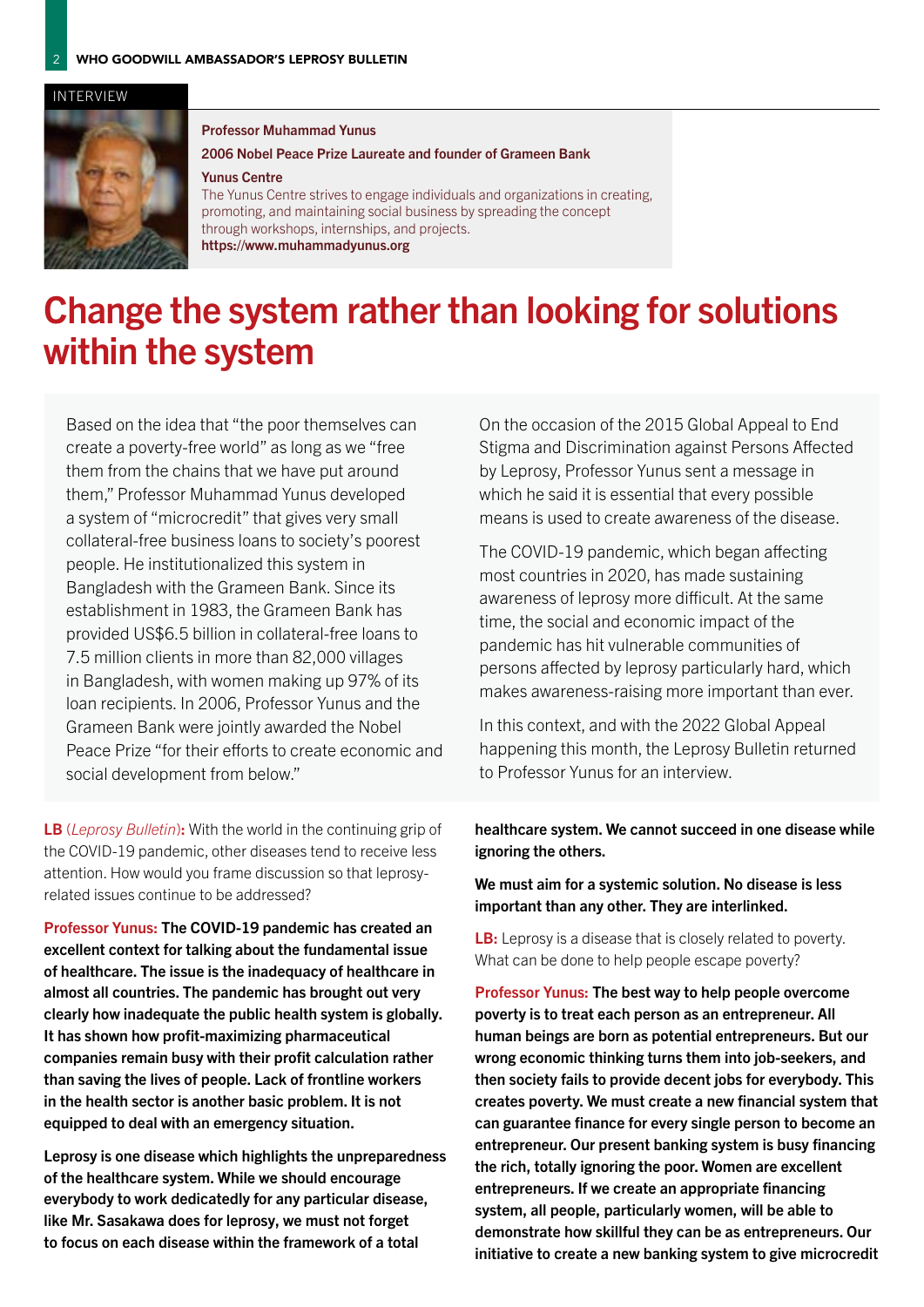INTERVIEW

**Professor Muhammad Yunus**

**2006 Nobel Peace Prize Laureate and founder of Grameen Bank**

**Yunus Centre**

The Yunus Centre strives to engage individuals and organizations in creating, promoting, and maintaining social business by spreading the concept through workshops, internships, and projects.

**https://www.muhammadyunus.org**

# Change the system rather than looking for solutions within the system

Based on the idea that "the poor themselves can create a poverty-free world" as long as we "free them from the chains that we have put around them," Professor Muhammad Yunus developed a system of "microcredit" that gives very small collateral-free business loans to society's poorest people. He institutionalized this system in Bangladesh with the Grameen Bank. Since its establishment in 1983, the Grameen Bank has provided US$6.5 billion in collateral-free loans to 7.5 million clients in more than 82,000 villages in Bangladesh, with women making up 97% of its loan recipients. In 2006, Professor Yunus and the Grameen Bank were jointly awarded the Nobel Peace Prize "for their efforts to create economic and social development from below."

On the occasion of the 2015 Global Appeal to End Stigma and Discrimination against Persons Affected by Leprosy, Professor Yunus sent a message in which he said it is essential that every possible means is used to create awareness of the disease.

The COVID-19 pandemic, which began affecting most countries in 2020, has made sustaining awareness of leprosy more difficult. At the same time, the social and economic impact of the pandemic has hit vulnerable communities of persons affected by leprosy particularly hard, which makes awareness-raising more important than ever.

In this context, and with the 2022 Global Appeal happening this month, the Leprosy Bulletin returned to Professor Yunus for an interview.

**LB** (*Leprosy Bulletin*)**:** With the world in the continuing grip of the COVID-19 pandemic, other diseases tend to receive less attention. How would you frame discussion so that leprosy-related issues continue to be addressed?

**Professor Yunus: The COVID-19 pandemic has created an excellent context for talking about the fundamental issue of healthcare. The issue is the inadequacy of healthcare in almost all countries. The pandemic has brought out very clearly how inadequate the public health system is globally. It has shown how profit-maximizing pharmaceutical companies remain busy with their profit calculation rather than saving the lives of people. Lack of frontline workers in the health sector is another basic problem. It is not equipped to deal with an emergency situation.**

**Leprosy is one disease which highlights the unpreparedness of the healthcare system. While we should encourage everybody to work dedicatedly for any particular disease, like Mr. Sasakawa does for leprosy, we must not forget to focus on each disease within the framework of a total healthcare system. We cannot succeed in one disease while ignoring the others.**

**We must aim for a systemic solution. No disease is less important than any other. They are interlinked.**

**LB:** Leprosy is a disease that is closely related to poverty. What can be done to help people escape poverty?

**Professor Yunus: The best way to help people overcome poverty is to treat each person as an entrepreneur. All human beings are born as potential entrepreneurs. But our wrong economic thinking turns them into job-seekers, and then society fails to provide decent jobs for everybody. This creates poverty. We must create a new financial system that can guarantee finance for every single person to become an entrepreneur. Our present banking system is busy financing the rich, totally ignoring the poor. Women are excellent entrepreneurs. If we create an appropriate financing system, all people, particularly women, will be able to demonstrate how skillful they can be as entrepreneurs. Our initiative to create a new banking system to give microcredit**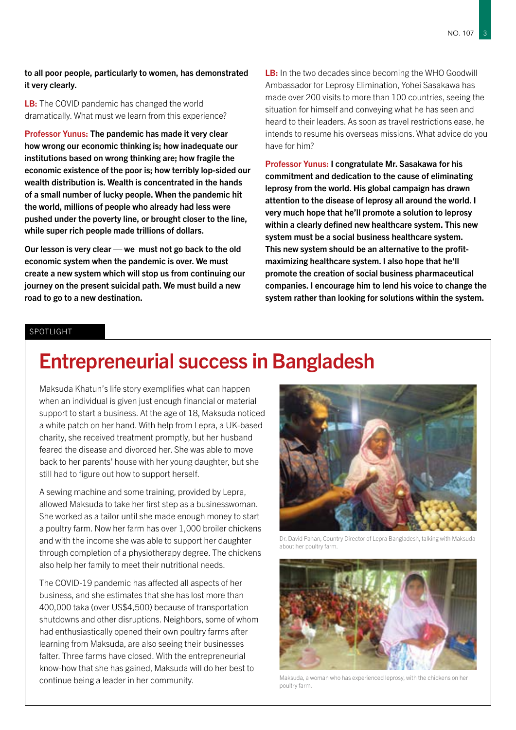**to all poor people, particularly to women, has demonstrated it very clearly.**

**LB:** The COVID pandemic has changed the world dramatically. What must we learn from this experience?

**Professor Yunus: The pandemic has made it very clear how wrong our economic thinking is; how inadequate our institutions based on wrong thinking are; how fragile the economic existence of the poor is; how terribly lop-sided our wealth distribution is. Wealth is concentrated in the hands of a small number of lucky people. When the pandemic hit the world, millions of people who already had less were pushed under the poverty line, or brought closer to the line, while super rich people made trillions of dollars.**

**Our lesson is very clear — we must not go back to the old economic system when the pandemic is over. We must create a new system which will stop us from continuing our journey on the present suicidal path. We must build a new road to go to a new destination.**

**LB:** In the two decades since becoming the WHO Goodwill Ambassador for Leprosy Elimination, Yohei Sasakawa has made over 200 visits to more than 100 countries, seeing the situation for himself and conveying what he has seen and heard to their leaders. As soon as travel restrictions ease, he intends to resume his overseas missions. What advice do you have for him?

**Professor Yunus: I congratulate Mr. Sasakawa for his commitment and dedication to the cause of eliminating leprosy from the world. His global campaign has drawn attention to the disease of leprosy all around the world. I very much hope that he'll promote a solution to leprosy within a clearly defined new healthcare system. This new system must be a social business healthcare system. This new system should be an alternative to the profit-maximizing healthcare system. I also hope that he'll promote the creation of social business pharmaceutical companies. I encourage him to lend his voice to change the system rather than looking for solutions within the system.**

SPOTLIGHT

# Entrepreneurial success in Bangladesh

Maksuda Khatun's life story exemplifies what can happen when an individual is given just enough financial or material support to start a business. At the age of 18, Maksuda noticed a white patch on her hand. With help from Lepra, a UK-based charity, she received treatment promptly, but her husband feared the disease and divorced her. She was able to move back to her parents' house with her young daughter, but she still had to figure out how to support herself.

A sewing machine and some training, provided by Lepra, allowed Maksuda to take her first step as a businesswoman. She worked as a tailor until she made enough money to start a poultry farm. Now her farm has over 1,000 broiler chickens and with the income she was able to support her daughter through completion of a physiotherapy degree. The chickens also help her family to meet their nutritional needs.

The COVID-19 pandemic has affected all aspects of her business, and she estimates that she has lost more than 400,000 taka (over US$4,500) because of transportation shutdowns and other disruptions. Neighbors, some of whom had enthusiastically opened their own poultry farms after learning from Maksuda, are also seeing their businesses falter. Three farms have closed. With the entrepreneurial know-how that she has gained, Maksuda will do her best to continue being a leader in her community.

Dr. David Pahan, Country Director of Lepra Bangladesh, talking with Maksuda about her poultry farm.

Maksuda, a woman who has experienced leprosy, with the chickens on her poultry farm.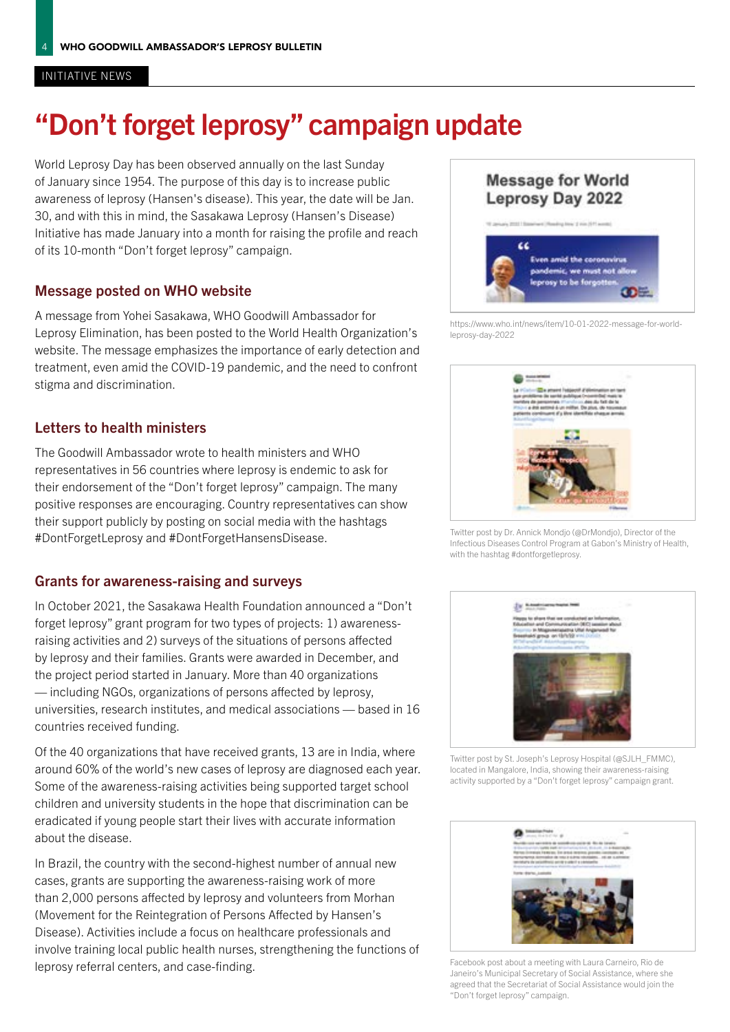INITIATIVE NEWS

# "Don't forget leprosy" campaign update

World Leprosy Day has been observed annually on the last Sunday of January since 1954. The purpose of this day is to increase public awareness of leprosy (Hansen's disease). This year, the date will be Jan. 30, and with this in mind, the Sasakawa Leprosy (Hansen's Disease) Initiative has made January into a month for raising the profile and reach of its 10-month "Don't forget leprosy" campaign.

## Message posted on WHO website

A message from Yohei Sasakawa, WHO Goodwill Ambassador for Leprosy Elimination, has been posted to the World Health Organization's website. The message emphasizes the importance of early detection and treatment, even amid the COVID-19 pandemic, and the need to confront stigma and discrimination.

## Letters to health ministers

The Goodwill Ambassador wrote to health ministers and WHO representatives in 56 countries where leprosy is endemic to ask for their endorsement of the "Don't forget leprosy" campaign. The many positive responses are encouraging. Country representatives can show their support publicly by posting on social media with the hashtags #DontForgetLeprosy and #DontForgetHansensDisease.

## Grants for awareness-raising and surveys

In October 2021, the Sasakawa Health Foundation announced a "Don't forget leprosy" grant program for two types of projects: 1) awareness-raising activities and 2) surveys of the situations of persons affected by leprosy and their families. Grants were awarded in December, and the project period started in January. More than 40 organizations — including NGOs, organizations of persons affected by leprosy, universities, research institutes, and medical associations — based in 16 countries received funding.

Of the 40 organizations that have received grants, 13 are in India, where around 60% of the world's new cases of leprosy are diagnosed each year. Some of the awareness-raising activities being supported target school children and university students in the hope that discrimination can be eradicated if young people start their lives with accurate information about the disease.

In Brazil, the country with the second-highest number of annual new cases, grants are supporting the awareness-raising work of more than 2,000 persons affected by leprosy and volunteers from Morhan (Movement for the Reintegration of Persons Affected by Hansen's Disease). Activities include a focus on healthcare professionals and involve training local public health nurses, strengthening the functions of leprosy referral centers, and case-finding.

https://www.who.int/news/item/10-01-2022-message-for-world-leprosy-day-2022

Twitter post by Dr. Annick Mondjo (@DrMondjo), Director of the Infectious Diseases Control Program at Gabon's Ministry of Health, with the hashtag #dontforgetleprosy.

Twitter post by St. Joseph's Leprosy Hospital (@SJLH_FMMC), located in Mangalore, India, showing their awareness-raising activity supported by a "Don't forget leprosy" campaign grant.

Facebook post about a meeting with Laura Carneiro, Rio de Janeiro's Municipal Secretary of Social Assistance, where she agreed that the Secretariat of Social Assistance would join the "Don't forget leprosy" campaign.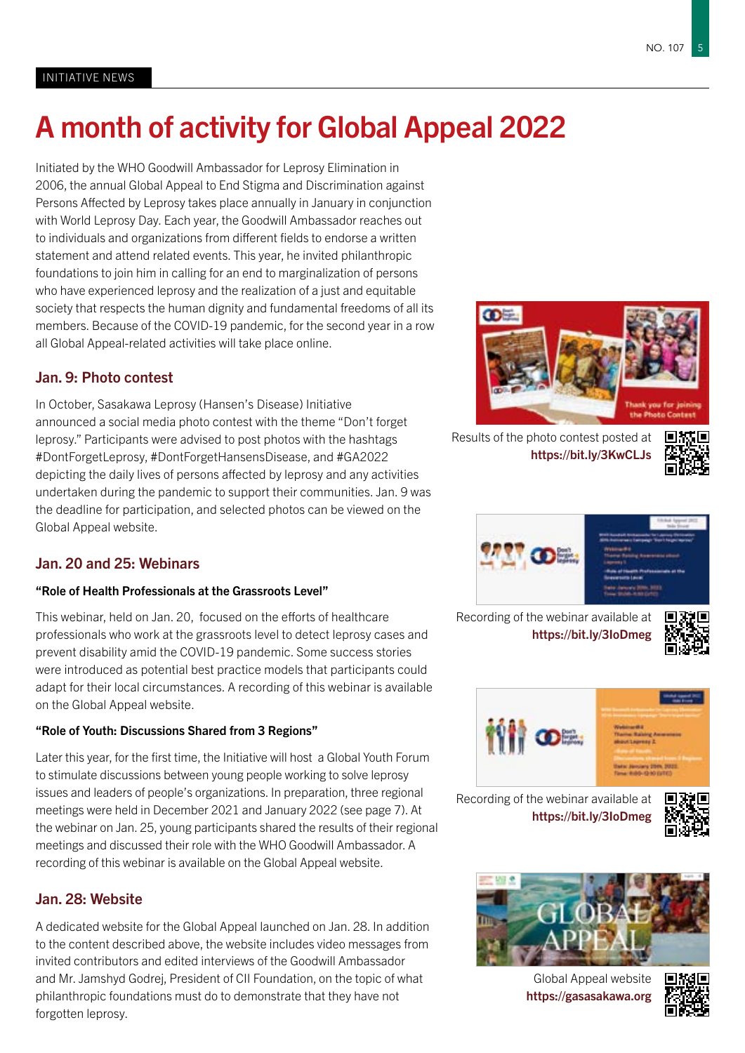INITIATIVE NEWS

# A month of activity for Global Appeal 2022

Initiated by the WHO Goodwill Ambassador for Leprosy Elimination in 2006, the annual Global Appeal to End Stigma and Discrimination against Persons Affected by Leprosy takes place annually in January in conjunction with World Leprosy Day. Each year, the Goodwill Ambassador reaches out to individuals and organizations from different fields to endorse a written statement and attend related events. This year, he invited philanthropic foundations to join him in calling for an end to marginalization of persons who have experienced leprosy and the realization of a just and equitable society that respects the human dignity and fundamental freedoms of all its members. Because of the COVID-19 pandemic, for the second year in a row all Global Appeal-related activities will take place online.

## Jan. 9: Photo contest

In October, Sasakawa Leprosy (Hansen's Disease) Initiative announced a social media photo contest with the theme "Don't forget leprosy." Participants were advised to post photos with the hashtags #DontForgetLeprosy, #DontForgetHansensDisease, and #GA2022 depicting the daily lives of persons affected by leprosy and any activities undertaken during the pandemic to support their communities. Jan. 9 was the deadline for participation, and selected photos can be viewed on the Global Appeal website.

## Jan. 20 and 25: Webinars

**"Role of Health Professionals at the Grassroots Level"**

This webinar, held on Jan. 20, focused on the efforts of healthcare professionals who work at the grassroots level to detect leprosy cases and prevent disability amid the COVID-19 pandemic. Some success stories were introduced as potential best practice models that participants could adapt for their local circumstances. A recording of this webinar is available on the Global Appeal website.

**"Role of Youth: Discussions Shared from 3 Regions"**

Later this year, for the first time, the Initiative will host a Global Youth Forum to stimulate discussions between young people working to solve leprosy issues and leaders of people's organizations. In preparation, three regional meetings were held in December 2021 and January 2022 (see page 7). At the webinar on Jan. 25, young participants shared the results of their regional meetings and discussed their role with the WHO Goodwill Ambassador. A recording of this webinar is available on the Global Appeal website.

## Jan. 28: Website

A dedicated website for the Global Appeal launched on Jan. 28. In addition to the content described above, the website includes video messages from invited contributors and edited interviews of the Goodwill Ambassador and Mr. Jamshyd Godrej, President of CII Foundation, on the topic of what philanthropic foundations must do to demonstrate that they have not forgotten leprosy.

Results of the photo contest posted at **https://bit.ly/3KwCLJs**

Recording of the webinar available at **https://bit.ly/3IoDmeg**

Recording of the webinar available at **https://bit.ly/3IoDmeg**

Global Appeal website **https://gasasakawa.org**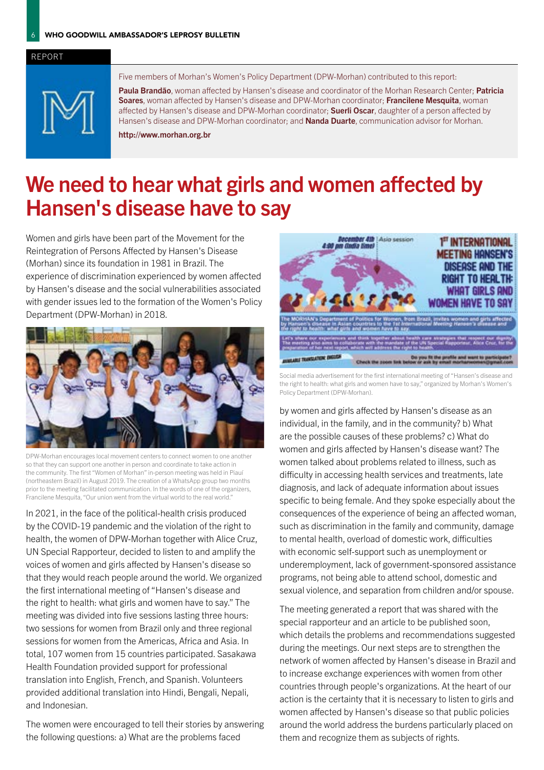REPORT

Five members of Morhan's Women's Policy Department (DPW-Morhan) contributed to this report:

**Paula Brandão**, woman affected by Hansen's disease and coordinator of the Morhan Research Center; **Patricia Soares**, woman affected by Hansen's disease and DPW-Morhan coordinator; **Francilene Mesquita**, woman affected by Hansen's disease and DPW-Morhan coordinator; **Suerli Oscar**, daughter of a person affected by Hansen's disease and DPW-Morhan coordinator; and **Nanda Duarte**, communication advisor for Morhan.

**http://www.morhan.org.br**

# We need to hear what girls and women affected by Hansen's disease have to say

Women and girls have been part of the Movement for the Reintegration of Persons Affected by Hansen's Disease (Morhan) since its foundation in 1981 in Brazil. The experience of discrimination experienced by women affected by Hansen's disease and the social vulnerabilities associated with gender issues led to the formation of the Women's Policy Department (DPW-Morhan) in 2018.

DPW-Morhan encourages local movement centers to connect women to one another so that they can support one another in person and coordinate to take action in the community. The first "Women of Morhan" in-person meeting was held in Piauí (northeastern Brazil) in August 2019. The creation of a WhatsApp group two months prior to the meeting facilitated communication. In the words of one of the organizers, Francilene Mesquita, "Our union went from the virtual world to the real world."

In 2021, in the face of the political-health crisis produced by the COVID-19 pandemic and the violation of the right to health, the women of DPW-Morhan together with Alice Cruz, UN Special Rapporteur, decided to listen to and amplify the voices of women and girls affected by Hansen's disease so that they would reach people around the world. We organized the first international meeting of "Hansen's disease and the right to health: what girls and women have to say." The meeting was divided into five sessions lasting three hours: two sessions for women from Brazil only and three regional sessions for women from the Americas, Africa and Asia. In total, 107 women from 15 countries participated. Sasakawa Health Foundation provided support for professional translation into English, French, and Spanish. Volunteers provided additional translation into Hindi, Bengali, Nepali, and Indonesian.

The women were encouraged to tell their stories by answering the following questions: a) What are the problems faced by women and girls affected by Hansen's disease as an individual, in the family, and in the community? b) What are the possible causes of these problems? c) What do women and girls affected by Hansen's disease want? The women talked about problems related to illness, such as difficulty in accessing health services and treatments, late diagnosis, and lack of adequate information about issues specific to being female. And they spoke especially about the consequences of the experience of being an affected woman, such as discrimination in the family and community, damage to mental health, overload of domestic work, difficulties with economic self-support such as unemployment or underemployment, lack of government-sponsored assistance programs, not being able to attend school, domestic and sexual violence, and separation from children and/or spouse.

Social media advertisement for the first international meeting of "Hansen's disease and the right to health: what girls and women have to say," organized by Morhan's Women's Policy Department (DPW-Morhan).

The meeting generated a report that was shared with the special rapporteur and an article to be published soon, which details the problems and recommendations suggested during the meetings. Our next steps are to strengthen the network of women affected by Hansen's disease in Brazil and to increase exchange experiences with women from other countries through people's organizations. At the heart of our action is the certainty that it is necessary to listen to girls and women affected by Hansen's disease so that public policies around the world address the burdens particularly placed on them and recognize them as subjects of rights.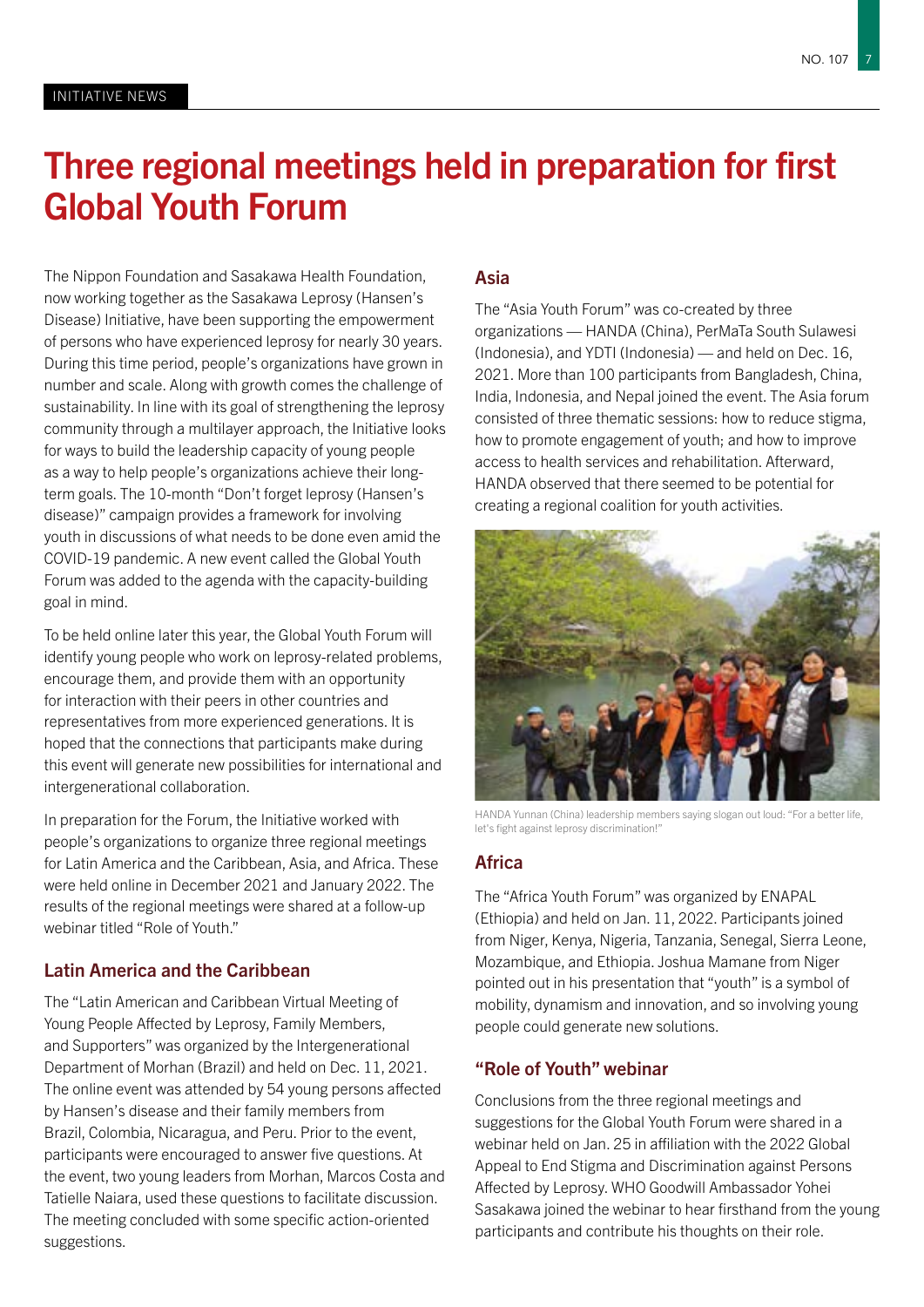INITIATIVE NEWS

# Three regional meetings held in preparation for first Global Youth Forum

The Nippon Foundation and Sasakawa Health Foundation, now working together as the Sasakawa Leprosy (Hansen's Disease) Initiative, have been supporting the empowerment of persons who have experienced leprosy for nearly 30 years. During this time period, people's organizations have grown in number and scale. Along with growth comes the challenge of sustainability. In line with its goal of strengthening the leprosy community through a multilayer approach, the Initiative looks for ways to build the leadership capacity of young people as a way to help people's organizations achieve their long-term goals. The 10-month "Don't forget leprosy (Hansen's disease)" campaign provides a framework for involving youth in discussions of what needs to be done even amid the COVID-19 pandemic. A new event called the Global Youth Forum was added to the agenda with the capacity-building goal in mind.

To be held online later this year, the Global Youth Forum will identify young people who work on leprosy-related problems, encourage them, and provide them with an opportunity for interaction with their peers in other countries and representatives from more experienced generations. It is hoped that the connections that participants make during this event will generate new possibilities for international and intergenerational collaboration.

In preparation for the Forum, the Initiative worked with people's organizations to organize three regional meetings for Latin America and the Caribbean, Asia, and Africa. These were held online in December 2021 and January 2022. The results of the regional meetings were shared at a follow-up webinar titled "Role of Youth."

## Latin America and the Caribbean

The "Latin American and Caribbean Virtual Meeting of Young People Affected by Leprosy, Family Members, and Supporters" was organized by the Intergenerational Department of Morhan (Brazil) and held on Dec. 11, 2021. The online event was attended by 54 young persons affected by Hansen's disease and their family members from Brazil, Colombia, Nicaragua, and Peru. Prior to the event, participants were encouraged to answer five questions. At the event, two young leaders from Morhan, Marcos Costa and Tatielle Naiara, used these questions to facilitate discussion. The meeting concluded with some specific action-oriented suggestions.

## Asia

The "Asia Youth Forum" was co-created by three organizations — HANDA (China), PerMaTa South Sulawesi (Indonesia), and YDTI (Indonesia) — and held on Dec. 16, 2021. More than 100 participants from Bangladesh, China, India, Indonesia, and Nepal joined the event. The Asia forum consisted of three thematic sessions: how to reduce stigma, how to promote engagement of youth; and how to improve access to health services and rehabilitation. Afterward, HANDA observed that there seemed to be potential for creating a regional coalition for youth activities.

HANDA Yunnan (China) leadership members saying slogan out loud: "For a better life, let's fight against leprosy discrimination!"

## Africa

The "Africa Youth Forum" was organized by ENAPAL (Ethiopia) and held on Jan. 11, 2022. Participants joined from Niger, Kenya, Nigeria, Tanzania, Senegal, Sierra Leone, Mozambique, and Ethiopia. Joshua Mamane from Niger pointed out in his presentation that "youth" is a symbol of mobility, dynamism and innovation, and so involving young people could generate new solutions.

## "Role of Youth" webinar

Conclusions from the three regional meetings and suggestions for the Global Youth Forum were shared in a webinar held on Jan. 25 in affiliation with the 2022 Global Appeal to End Stigma and Discrimination against Persons Affected by Leprosy. WHO Goodwill Ambassador Yohei Sasakawa joined the webinar to hear firsthand from the young participants and contribute his thoughts on their role.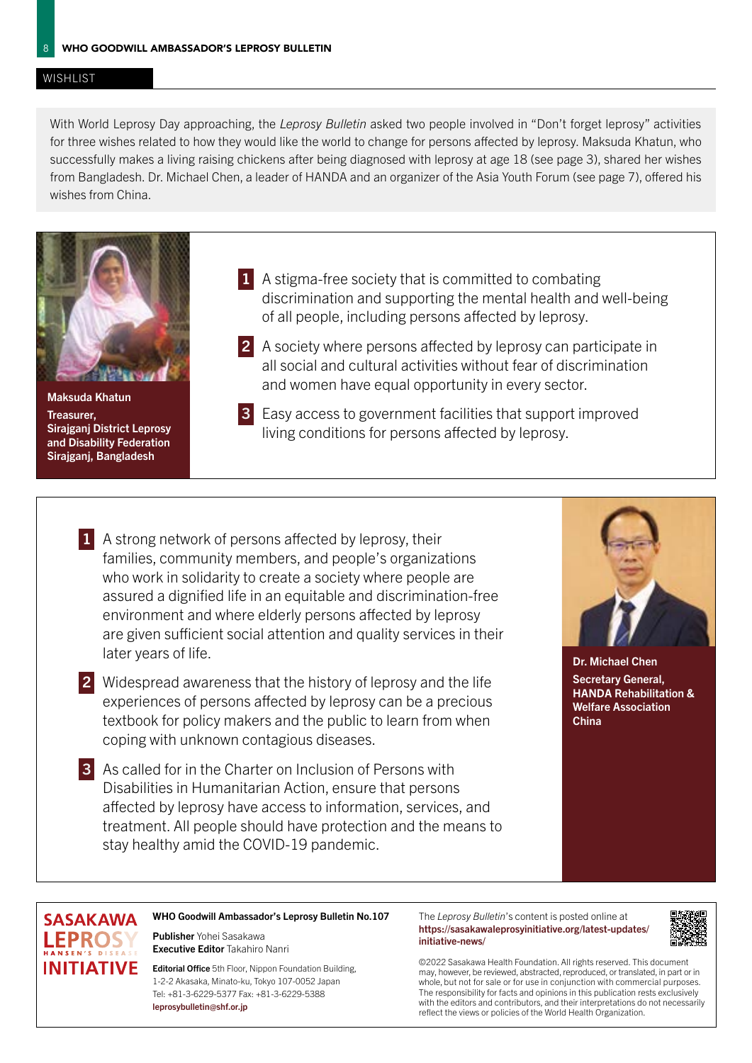WISHLIST

With World Leprosy Day approaching, the *Leprosy Bulletin* asked two people involved in "Don't forget leprosy" activities for three wishes related to how they would like the world to change for persons affected by leprosy. Maksuda Khatun, who successfully makes a living raising chickens after being diagnosed with leprosy at age 18 (see page 3), shared her wishes from Bangladesh. Dr. Michael Chen, a leader of HANDA and an organizer of the Asia Youth Forum (see page 7), offered his wishes from China.

**Maksuda Khatun**
**Treasurer, Sirajganj District Leprosy and Disability Federation Sirajganj, Bangladesh**

1. A stigma-free society that is committed to combating discrimination and supporting the mental health and well-being of all people, including persons affected by leprosy.
2. A society where persons affected by leprosy can participate in all social and cultural activities without fear of discrimination and women have equal opportunity in every sector.
3. Easy access to government facilities that support improved living conditions for persons affected by leprosy.

**Dr. Michael Chen**
**Secretary General, HANDA Rehabilitation & Welfare Association China**

1. A strong network of persons affected by leprosy, their families, community members, and people's organizations who work in solidarity to create a society where people are assured a dignified life in an equitable and discrimination-free environment and where elderly persons affected by leprosy are given sufficient social attention and quality services in their later years of life.
2. Widespread awareness that the history of leprosy and the life experiences of persons affected by leprosy can be a precious textbook for policy makers and the public to learn from when coping with unknown contagious diseases.
3. As called for in the Charter on Inclusion of Persons with Disabilities in Humanitarian Action, ensure that persons affected by leprosy have access to information, services, and treatment. All people should have protection and the means to stay healthy amid the COVID-19 pandemic.

SASAKAWA LEPROSY HANSEN'S DISEASE INITIATIVE

**WHO Goodwill Ambassador's Leprosy Bulletin No.107**

**Publisher** Yohei Sasakawa
**Executive Editor** Takahiro Nanri

**Editorial Office** 5th Floor, Nippon Foundation Building, 1-2-2 Akasaka, Minato-ku, Tokyo 107-0052 Japan
Tel: +81-3-6229-5377 Fax: +81-3-6229-5388
leprosybulletin@shf.or.jp

The *Leprosy Bulletin*'s content is posted online at **https://sasakawaleprosyinitiative.org/latest-updates/initiative-news/**

©2022 Sasakawa Health Foundation. All rights reserved. This document may, however, be reviewed, abstracted, reproduced, or translated, in part or in whole, but not for sale or for use in conjunction with commercial purposes. The responsibility for facts and opinions in this publication rests exclusively with the editors and contributors, and their interpretations do not necessarily reflect the views or policies of the World Health Organization.